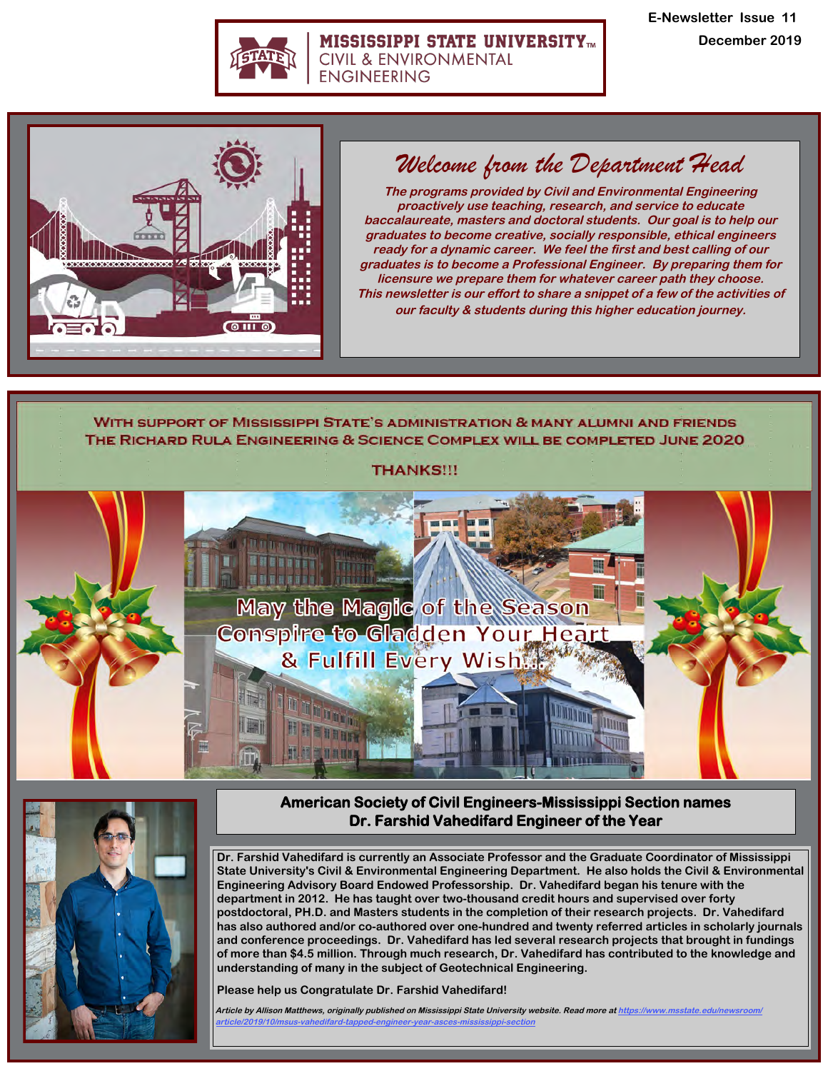# MISSISSIPPI STATE UNIVERSITY CIVIL & ENVIRONMENTAL ENGINEERING

E-Newsletter Issue 11

December 2019

## Welcome from the Department Head

*The programs provided by Civil and Environmental Engineering proactively use teaching, research, and service to educate baccalaureate, masters and doctoral students. Our goal is to help our graduates to become creative, socially responsible, ethical engineers ready for a dynamic career. We feel the first and best calling of our graduates is to become a Professional Engineer. By preparing them for licensure we prepare them for whatever career path they choose. This newsletter is our effort to share a snippet of a few of the activities of our faculty & students during this higher education journey.*

WITH SUPPORT OF MISSISSIPPI STATE'S ADMINISTRATION & MANY ALUMNI AND FRIENDS THE RICHARD RULA ENGINEERING & SCIENCE COMPLEX WILL BE COMPLETED JUNE 2020

THANKS!!!

May the Magic of the Season Conspire to Gladden Your Heart & Fulfill Every Wish...

## American Society of Civil Engineers-Mississippi Section names Dr. Farshid Vahedifard Engineer of the Year

Dr. Farshid Vahedifard is currently an Associate Professor and the Graduate Coordinator of Mississippi State University's Civil & Environmental Engineering Department. He also holds the Civil & Environmental Engineering Advisory Board Endowed Professorship. Dr. Vahedifard began his tenure with the department in 2012. He has taught over two-thousand credit hours and supervised over forty postdoctoral, PH.D. and Masters students in the completion of their research projects. Dr. Vahedifard has also authored and/or co-authored over one-hundred and twenty referred articles in scholarly journals and conference proceedings. Dr. Vahedifard has led several research projects that brought in fundings of more than $4.5 million. Through much research, Dr. Vahedifard has contributed to the knowledge and understanding of many in the subject of Geotechnical Engineering.

Please help us Congratulate Dr. Farshid Vahedifard!

*Article by Allison Matthews, originally published on Mississippi State University website. Read more at https://www.msstate.edu/newsroom/article/2019/10/msus-vahedifard-tapped-engineer-year-asces-mississippi-section*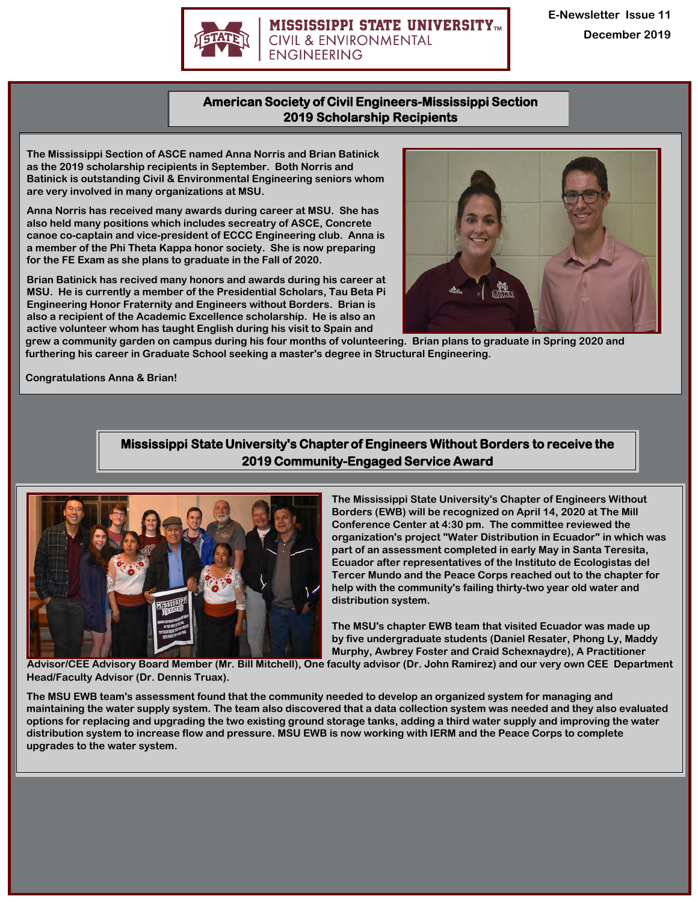## American Society of Civil Engineers-Mississippi Section 2019 Scholarship Recipients

The Mississippi Section of ASCE named Anna Norris and Brian Batinick as the 2019 scholarship recipients in September. Both Norris and Batinick is outstanding Civil & Environmental Engineering seniors whom are very involved in many organizations at MSU.

Anna Norris has received many awards during career at MSU. She has also held many positions which includes secreatry of ASCE, Concrete canoe co-captain and vice-president of ECCC Engineering club. Anna is a member of the Phi Theta Kappa honor society. She is now preparing for the FE Exam as she plans to graduate in the Fall of 2020.

Brian Batinick has recived many honors and awards during his career at MSU. He is currently a member of the Presidential Scholars, Tau Beta Pi Engineering Honor Fraternity and Engineers without Borders. Brian is also a recipient of the Academic Excellence scholarship. He is also an active volunteer whom has taught English during his visit to Spain and grew a community garden on campus during his four months of volunteering. Brian plans to graduate in Spring 2020 and furthering his career in Graduate School seeking a master's degree in Structural Engineering.

Congratulations Anna & Brian!

## Mississippi State University's Chapter of Engineers Without Borders to receive the 2019 Community-Engaged Service Award

The Mississippi State University's Chapter of Engineers Without Borders (EWB) will be recognized on April 14, 2020 at The Mill Conference Center at 4:30 pm. The committee reviewed the organization's project "Water Distribution in Ecuador" in which was part of an assessment completed in early May in Santa Teresita, Ecuador after representatives of the Instituto de Ecologistas del Tercer Mundo and the Peace Corps reached out to the chapter for help with the community's failing thirty-two year old water and distribution system.

The MSU's chapter EWB team that visited Ecuador was made up by five undergraduate students (Daniel Resater, Phong Ly, Maddy Murphy, Awbrey Foster and Craid Schexnaydre), A Practitioner Advisor/CEE Advisory Board Member (Mr. Bill Mitchell), One faculty advisor (Dr. John Ramirez) and our very own CEE Department Head/Faculty Advisor (Dr. Dennis Truax).

The MSU EWB team's assessment found that the community needed to develop an organized system for managing and maintaining the water supply system. The team also discovered that a data collection system was needed and they also evaluated options for replacing and upgrading the two existing ground storage tanks, adding a third water supply and improving the water distribution system to increase flow and pressure. MSU EWB is now working with IERM and the Peace Corps to complete upgrades to the water system.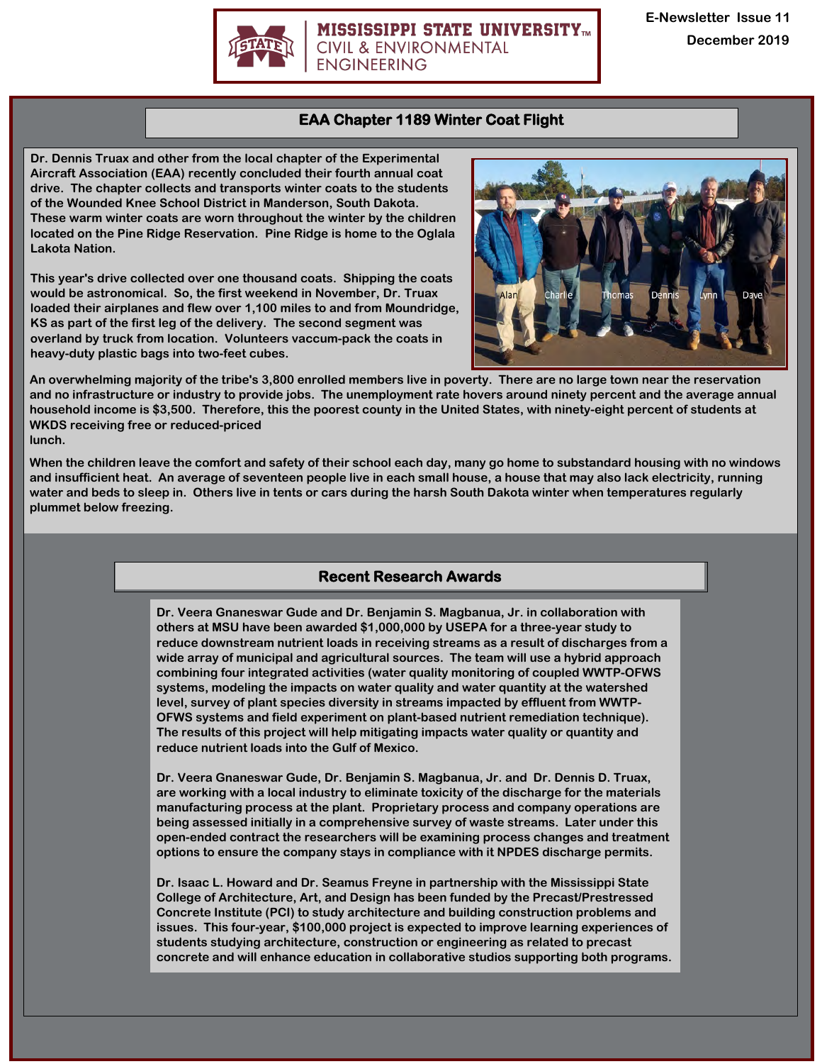## EAA Chapter 1189 Winter Coat Flight

Dr. Dennis Truax and other from the local chapter of the Experimental Aircraft Association (EAA) recently concluded their fourth annual coat drive. The chapter collects and transports winter coats to the students of the Wounded Knee School District in Manderson, South Dakota. These warm winter coats are worn throughout the winter by the children located on the Pine Ridge Reservation. Pine Ridge is home to the Oglala Lakota Nation.

This year's drive collected over one thousand coats. Shipping the coats would be astronomical. So, the first weekend in November, Dr. Truax loaded their airplanes and flew over 1,100 miles to and from Moundridge, KS as part of the first leg of the delivery. The second segment was overland by truck from location. Volunteers vaccum-pack the coats in heavy-duty plastic bags into two-feet cubes.

Alan Charlie Thomas Dennis Lynn Dave

An overwhelming majority of the tribe's 3,800 enrolled members live in poverty. There are no large town near the reservation and no infrastructure or industry to provide jobs. The unemployment rate hovers around ninety percent and the average annual household income is $3,500. Therefore, this the poorest county in the United States, with ninety-eight percent of students at WKDS receiving free or reduced-priced lunch.

When the children leave the comfort and safety of their school each day, many go home to substandard housing with no windows and insufficient heat. An average of seventeen people live in each small house, a house that may also lack electricity, running water and beds to sleep in. Others live in tents or cars during the harsh South Dakota winter when temperatures regularly plummet below freezing.

## Recent Research Awards

Dr. Veera Gnaneswar Gude and Dr. Benjamin S. Magbanua, Jr. in collaboration with others at MSU have been awarded $1,000,000 by USEPA for a three-year study to reduce downstream nutrient loads in receiving streams as a result of discharges from a wide array of municipal and agricultural sources. The team will use a hybrid approach combining four integrated activities (water quality monitoring of coupled WWTP-OFWS systems, modeling the impacts on water quality and water quantity at the watershed level, survey of plant species diversity in streams impacted by effluent from WWTP-OFWS systems and field experiment on plant-based nutrient remediation technique). The results of this project will help mitigating impacts water quality or quantity and reduce nutrient loads into the Gulf of Mexico.

Dr. Veera Gnaneswar Gude, Dr. Benjamin S. Magbanua, Jr. and Dr. Dennis D. Truax, are working with a local industry to eliminate toxicity of the discharge for the materials manufacturing process at the plant. Proprietary process and company operations are being assessed initially in a comprehensive survey of waste streams. Later under this open-ended contract the researchers will be examining process changes and treatment options to ensure the company stays in compliance with it NPDES discharge permits.

Dr. Isaac L. Howard and Dr. Seamus Freyne in partnership with the Mississippi State College of Architecture, Art, and Design has been funded by the Precast/Prestressed Concrete Institute (PCI) to study architecture and building construction problems and issues. This four-year, $100,000 project is expected to improve learning experiences of students studying architecture, construction or engineering as related to precast concrete and will enhance education in collaborative studios supporting both programs.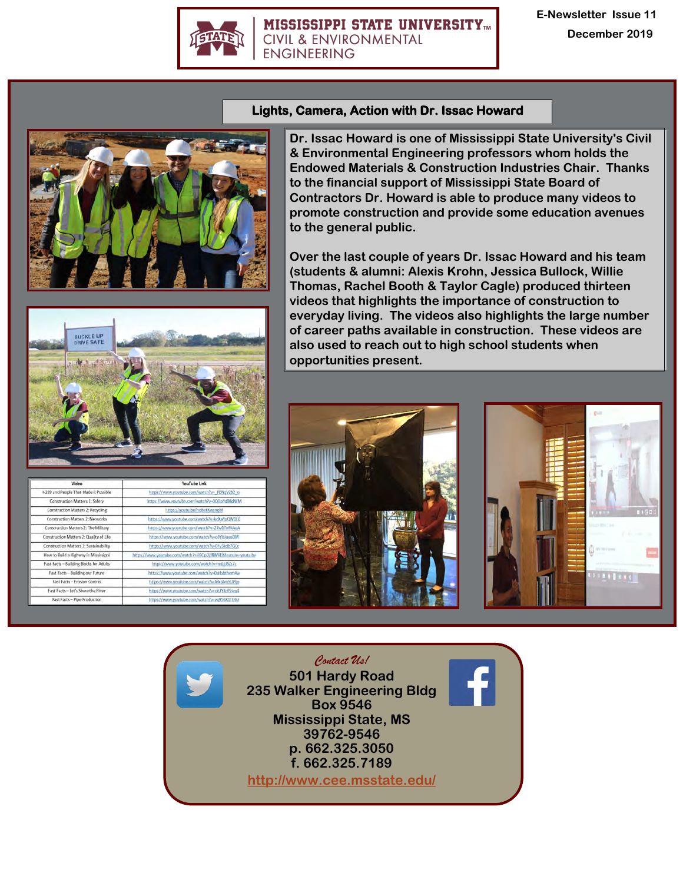MISSISSIPPI STATE UNIVERSITY™
CIVIL & ENVIRONMENTAL ENGINEERING

E-Newsletter Issue 11

December 2019

## Lights, Camera, Action with Dr. Issac Howard

Dr. Issac Howard is one of Mississippi State University's Civil & Environmental Engineering professors whom holds the Endowed Materials & Construction Industries Chair. Thanks to the financial support of Mississippi State Board of Contractors Dr. Howard is able to produce many videos to promote construction and provide some education avenues to the general public.

Over the last couple of years Dr. Issac Howard and his team (students & alumni: Alexis Krohn, Jessica Bullock, Willie Thomas, Rachel Booth & Taylor Cagle) produced thirteen videos that highlights the importance of construction to everyday living. The videos also highlights the large number of career paths available in construction. These videos are also used to reach out to high school students when opportunities present.

| Video | YouTube Link |
|---|---|
| I-269 and People That Made it Possible | https://www.youtube.com/watch?v=_PENgVZ82_o |
| Construction Matters 2: Safety | https://www.youtube.com/watch?v=0Q0pYdB8dWM |
| Construction Matters 2: Recycling | https://youtu.be/ho8eKKwsngM |
| Construction Matters 2: Networks | https://www.youtube.com/watch?v=kdKaYbQlN1E0 |
| Construction Matters 2: The Military | https://www.youtube.com/watch?v=27w0TeFKAeA |
| Construction Matters 2: Quality of Life | https://www.youtube.com/watch?v=p9YIsluaoDM |
| Construction Matters 2: Sustainability | https://www.youtube.com/watch?v=0Yv3ldb7GCc |
| How to Build a Highway in Mississippi | https://www.youtube.com/watch?v=I9CpOjlNW4E&feature=youtu.be |
| Fast Facts – Building Blocks for Adults | https://www.youtube.com/watch?v=rr0JJ5iZ7c |
| Fast Facts – Building our Future | https://www.youtube.com/watch?v=0aHsbthem4w |
| Fast Facts – Erosion Control | https://www.youtube.com/watch?v=MxjAm5Jl9o |
| Fast Facts – Let's Share the River | https://www.youtube.com/watch?v=ckUYEcP1wo4 |
| Fast Facts – Pipe Production | https://www.youtube.com/watch?v=vq9S6X1TC4U |

*Contact Us!*

501 Hardy Road
235 Walker Engineering Bldg
Box 9546
Mississippi State, MS
39762-9546
p. 662.325.3050
f. 662.325.7189

http://www.cee.msstate.edu/